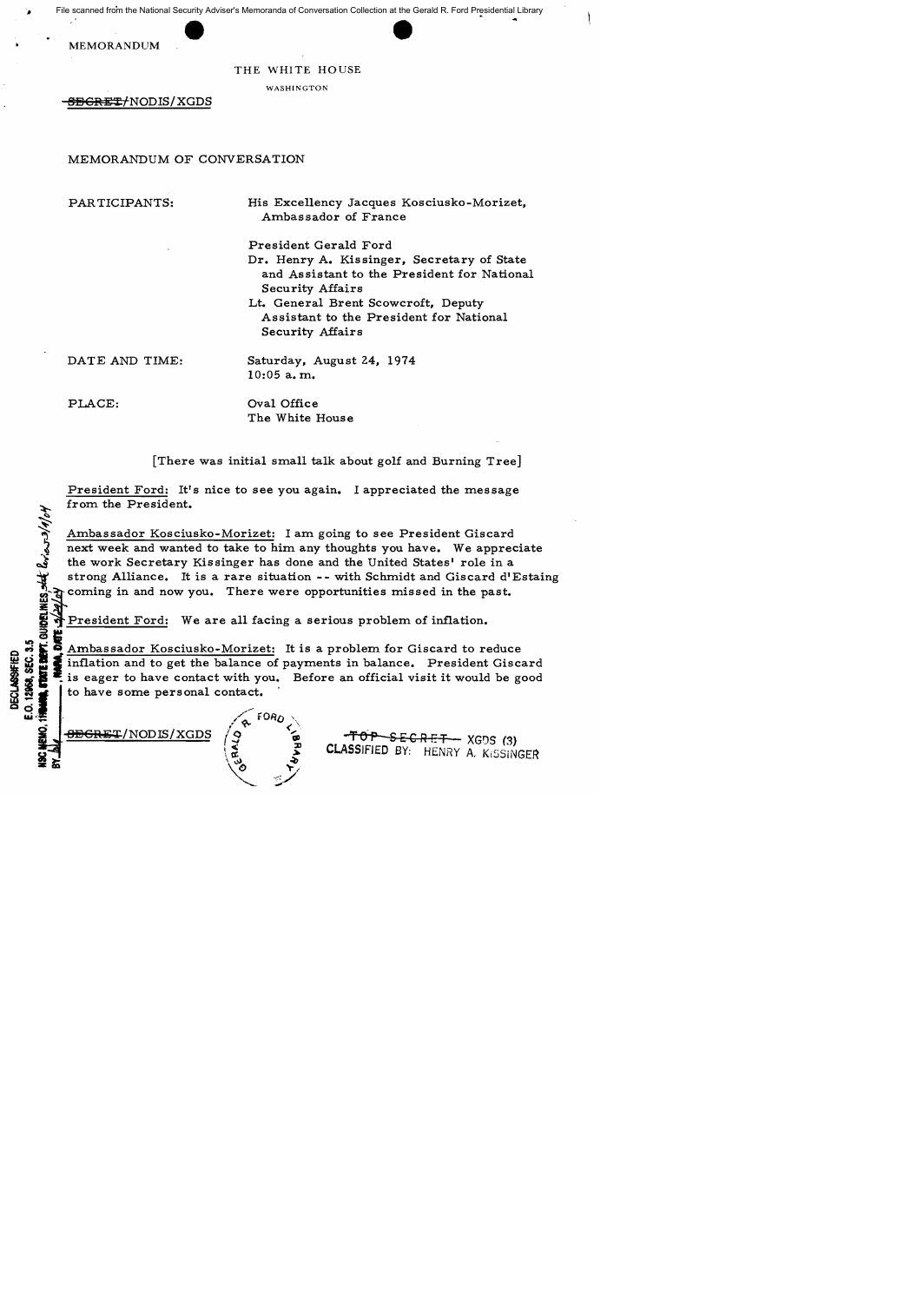MEMORANDUM

THE WHITE HOUSE

WASHINGTON

~~SECRET~~/NODIS/XGDS

MEMORANDUM OF CONVERSATION

PARTICIPANTS: His Excellency Jacques Kosciusko-Morizet, Ambassador of France

President Gerald Ford
Dr. Henry A. Kissinger, Secretary of State and Assistant to the President for National Security Affairs
Lt. General Brent Scowcroft, Deputy Assistant to the President for National Security Affairs

DATE AND TIME: Saturday, August 24, 1974
10:05 a.m.

PLACE: Oval Office
The White House

[There was initial small talk about golf and Burning Tree]

President Ford: It's nice to see you again. I appreciated the message from the President.

Ambassador Kosciusko-Morizet: I am going to see President Giscard next week and wanted to take to him any thoughts you have. We appreciate the work Secretary Kissinger has done and the United States' role in a strong Alliance. It is a rare situation -- with Schmidt and Giscard d'Estaing coming in and now you. There were opportunities missed in the past.

President Ford: We are all facing a serious problem of inflation.

Ambassador Kosciusko-Morizet: It is a problem for Giscard to reduce inflation and to get the balance of payments in balance. President Giscard is eager to have contact with you. Before an official visit it would be good to have some personal contact.

~~SECRET~~/NODIS/XGDS

~~TOP SECRET~~ XGDS (3)
CLASSIFIED BY: HENRY A. KISSINGER

DECLASSIFIED
E.O. 12958, SEC. 3.5
NSC MEMO, 11/24/98, STATE DEPT. GUIDELINES
BY ___, NARA, DATE ___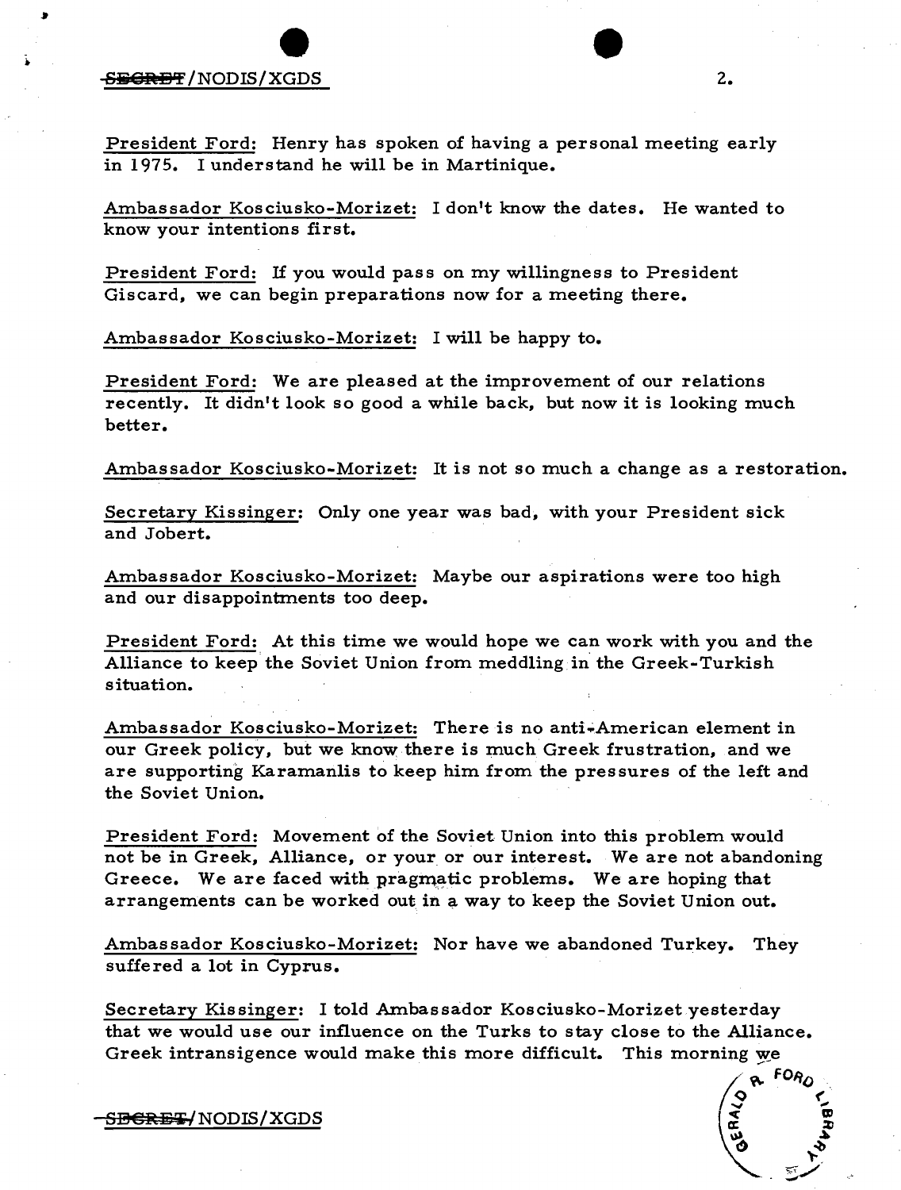President Ford: Henry has spoken of having a personal meeting early in 1975. I understand he will be in Martinique.

Ambassador Kosciusko-Morizet: I don't know the dates. He wanted to know your intentions first.

President Ford: If you would pass on my willingness to President Giscard, we can begin preparations now for a meeting there.

Ambassador Kosciusko-Morizet: I will be happy to.

President Ford: We are pleased at the improvement of our relations recently. It didn't look so good a while back, but now it is looking much better.

Ambassador Kosciusko-Morizet: It is not so much a change as a restoration.

Secretary Kissinger: Only one year was bad, with your President sick and Jobert.

Ambassador Kosciusko-Morizet: Maybe our aspirations were too high and our disappointments too deep.

President Ford: At this time we would hope we can work with you and the Alliance to keep the Soviet Union from meddling in the Greek-Turkish situation.

Ambassador Kosciusko-Morizet: There is no anti-American element in our Greek policy, but we know there is much Greek frustration, and we are supporting Karamanlis to keep him from the pressures of the left and the Soviet Union.

President Ford: Movement of the Soviet Union into this problem would not be in Greek, Alliance, or your or our interest. We are not abandoning Greece. We are faced with pragmatic problems. We are hoping that arrangements can be worked out in a way to keep the Soviet Union out.

Ambassador Kosciusko-Morizet: Nor have we abandoned Turkey. They suffered a lot in Cyprus.

Secretary Kissinger: I told Ambassador Kosciusko-Morizet yesterday that we would use our influence on the Turks to stay close to the Alliance. Greek intransigence would make this more difficult. This morning we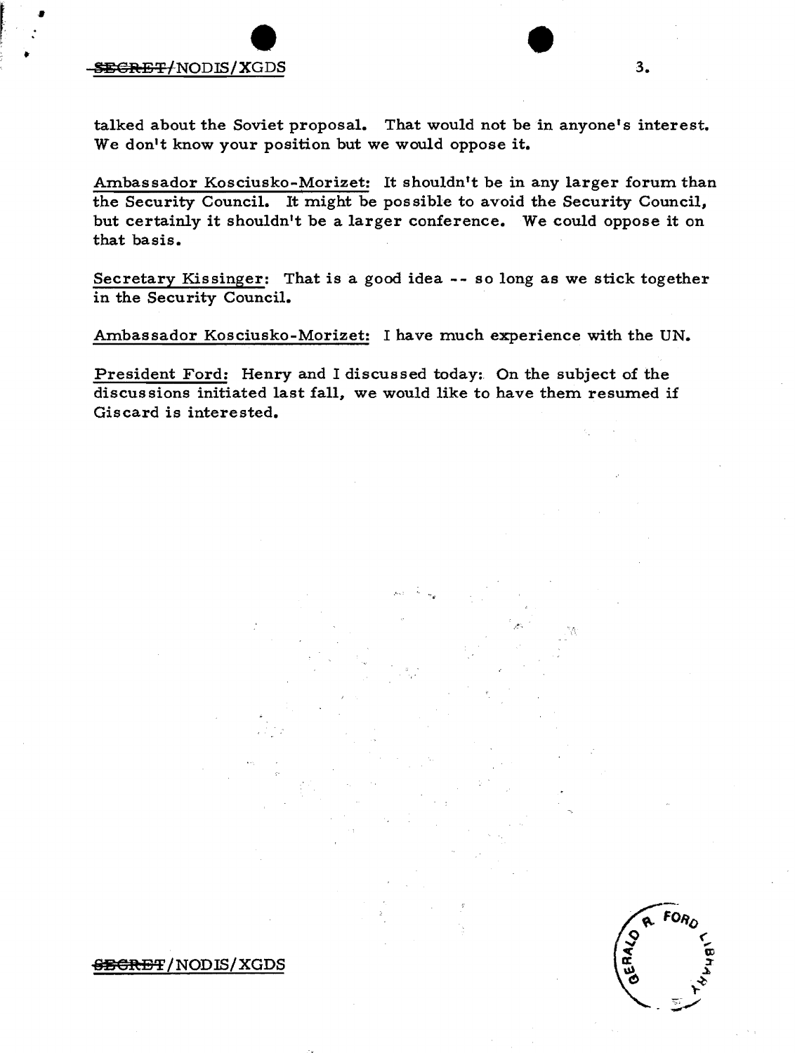talked about the Soviet proposal. That would not be in anyone's interest. We don't know your position but we would oppose it.

Ambassador Kosciusko-Morizet: It shouldn't be in any larger forum than the Security Council. It might be possible to avoid the Security Council, but certainly it shouldn't be a larger conference. We could oppose it on that basis.

Secretary Kissinger: That is a good idea -- so long as we stick together in the Security Council.

Ambassador Kosciusko-Morizet: I have much experience with the UN.

President Ford: Henry and I discussed today: On the subject of the discussions initiated last fall, we would like to have them resumed if Giscard is interested.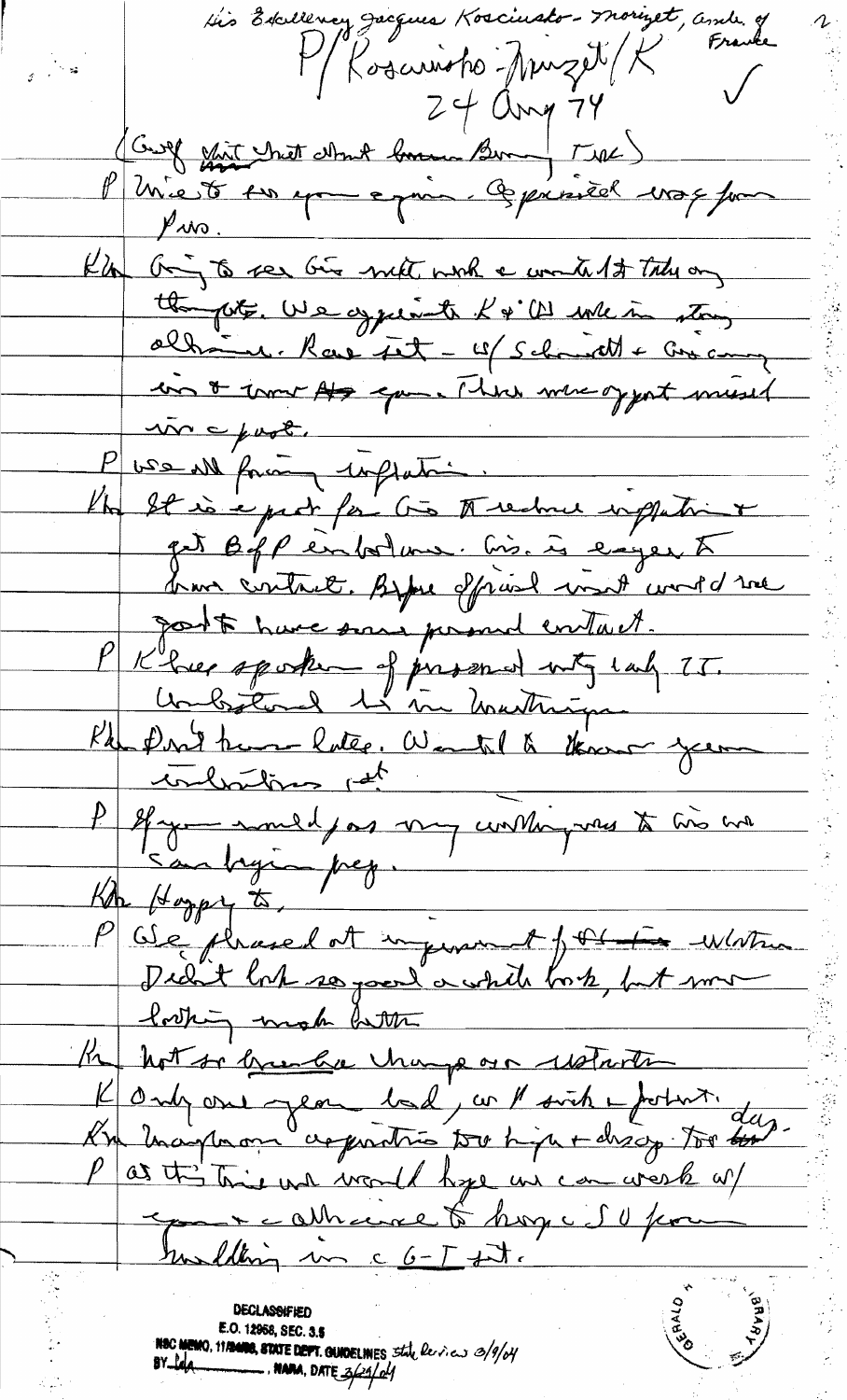His Excellency Jacques Kosciusko-Morizet, Ambr of France

P/Kosciusko-Morizet/K

24 Aug 74

✓

(Greeting about what about [illegible] Brandt, [illegible])

P Nice to see you again. Appreciated msg from Pres.

Kto Going to see Giscard meet with a couple of things on the [illegible]. We appreciate K & [illegible] role in strong alliance. Rare that – w/ Schmidt + Giscard coming in at same time. There were opport missed in the past.

P We all facing inflation.

Kto It is a priority for Giscard to reduce inflation + get B of P in balance. Gis. is eager to have contact. Before official visit would be good to have some personal contact.

P K has spoken of personal mtg early 75. Understand he in Washington.

Kto Don't know later. Wanted to know your intentions [illegible]

P If you would pass my willingness to Gis on San Diego [illegible].

Kto Happy to.

P We pleased at improvement of Atlantic relations. Didn't look so good a while back, but now looking much better.

Kto Not so much a change as restarting.

K Only one year bad, on 1 such a footnote.

Kto Unreasonable expectations too high + disapp. too deep.

P At this time we would hope we can work w/ you + alliance to keep a S U from meddling in a G-T sit.

DECLASSIFIED
E.O. 12958, SEC. 3.6
NSC MEMO, 11/24/98, STATE DEPT. GUIDELINES State Review 3/9/04
BY [illegible], NARA, DATE 3/24/04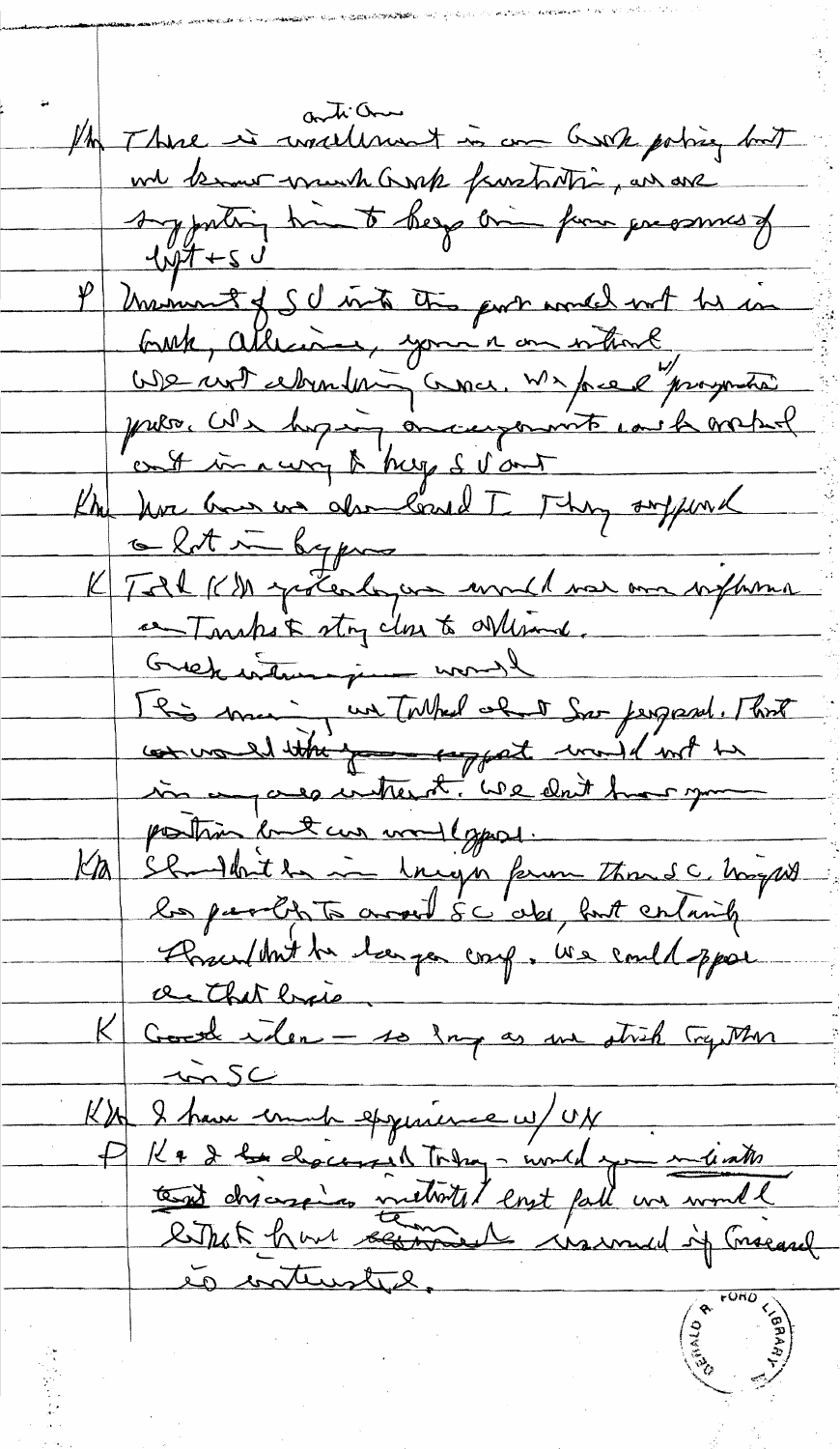Kh There is anti-Am[erican] resentment in our Greek policy but we know much Greek frustration, and are supporting him to keep Am[erican] from pressures of [?] + SC

P Movement of SC into this forum would not be in Greek, Allied, yours or our interest. We not abandoning Greece. We faced "pragmatic" problem. We're hoping encouragement can be worked out in a way to keep SC out.

Kh We have never abandoned T. They suffered a lot in Cyprus.

K Told KM yesterday we would use our influence on Turks to stay close to settlement. Greek intransigence would

This morning we talked about Sov proposal. That conference would (crossed out) suggest would not be in anyone's interest. We don't know your position but we would oppose.

Kh Should not be in larger forum than SC. Might be possible to avoid SC also, but certainly should not be larger conf. We could oppose on that basis.

K Good idea — so long as we stick together in SC.

Kh I have much experience w/ UN

P K & I discussed Turkey — would you indicate to the Greeks that last fall we would like to have turned over if Greece is interested.